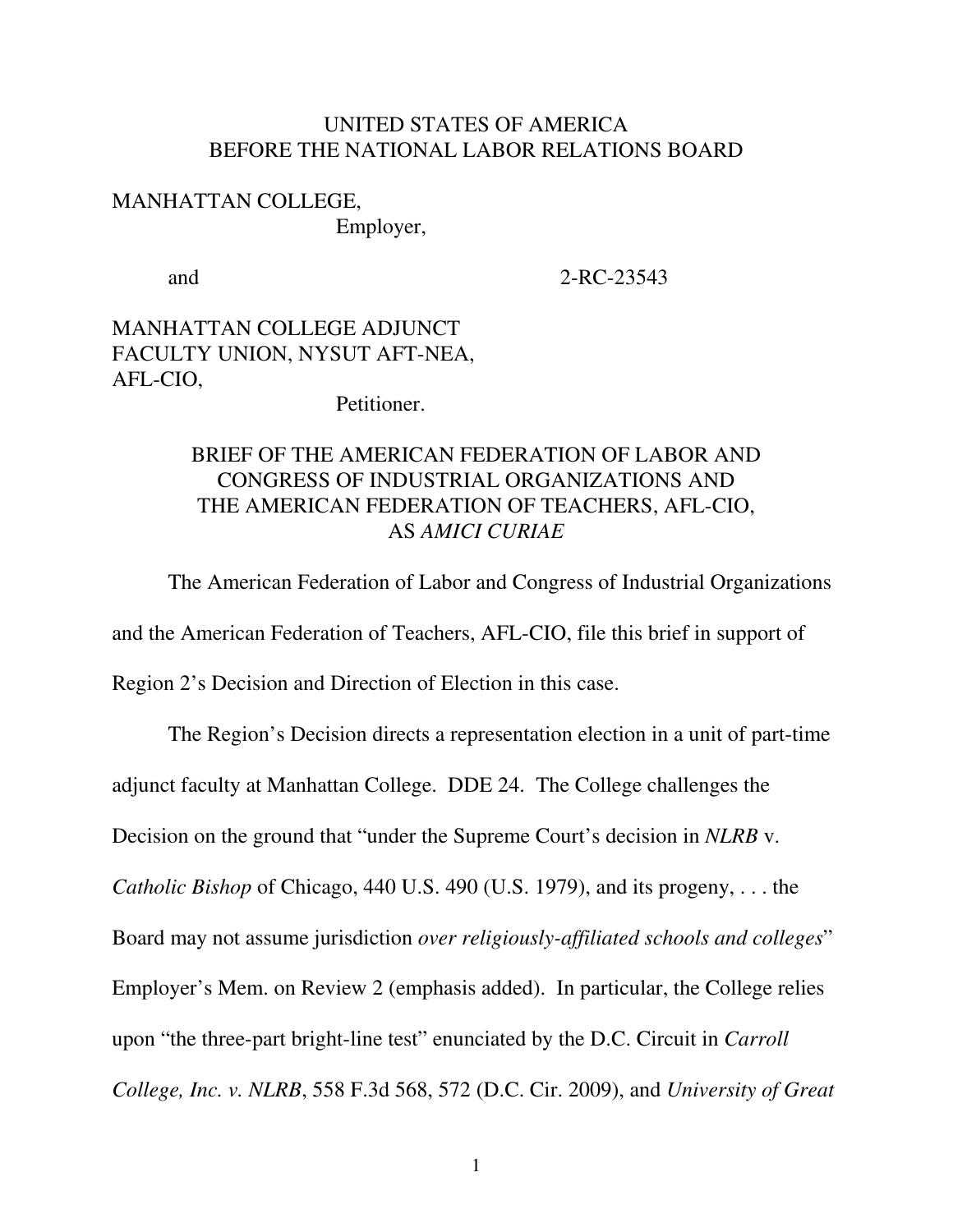UNITED STATES OF AMERICA
BEFORE THE NATIONAL LABOR RELATIONS BOARD

MANHATTAN COLLEGE,
Employer,

and 2-RC-23543

MANHATTAN COLLEGE ADJUNCT FACULTY UNION, NYSUT AFT-NEA, AFL-CIO,
Petitioner.

BRIEF OF THE AMERICAN FEDERATION OF LABOR AND CONGRESS OF INDUSTRIAL ORGANIZATIONS AND THE AMERICAN FEDERATION OF TEACHERS, AFL-CIO, AS *AMICI CURIAE*

The American Federation of Labor and Congress of Industrial Organizations and the American Federation of Teachers, AFL-CIO, file this brief in support of Region 2's Decision and Direction of Election in this case.

The Region's Decision directs a representation election in a unit of part-time adjunct faculty at Manhattan College. DDE 24. The College challenges the Decision on the ground that "under the Supreme Court's decision in *NLRB* v. *Catholic Bishop* of Chicago, 440 U.S. 490 (U.S. 1979), and its progeny, . . . the Board may not assume jurisdiction *over religiously-affiliated schools and colleges*" Employer's Mem. on Review 2 (emphasis added). In particular, the College relies upon "the three-part bright-line test" enunciated by the D.C. Circuit in *Carroll College, Inc. v. NLRB*, 558 F.3d 568, 572 (D.C. Cir. 2009), and *University of Great*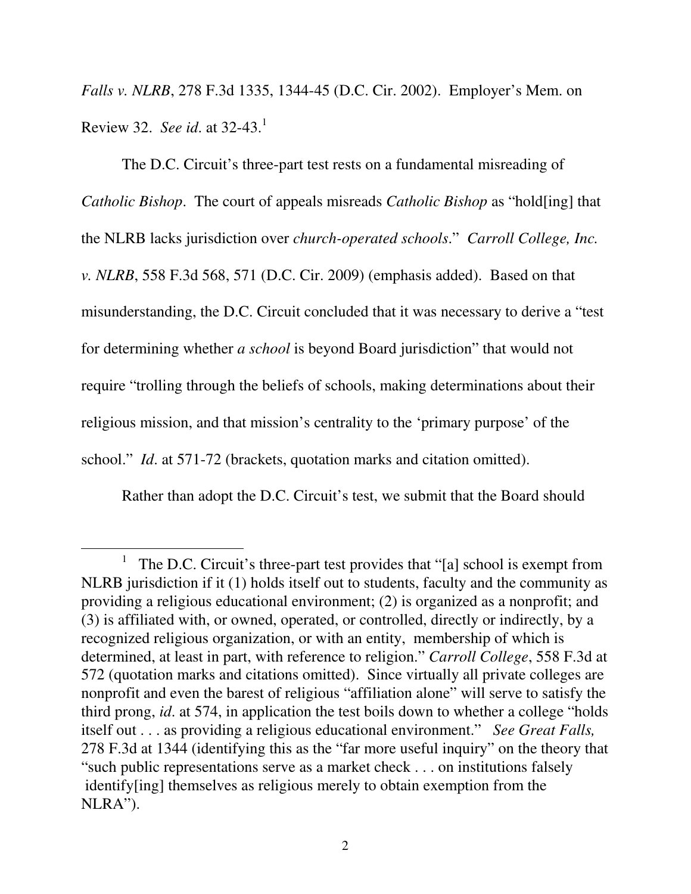*Falls v. NLRB*, 278 F.3d 1335, 1344-45 (D.C. Cir. 2002). Employer's Mem. on Review 32. *See id*. at 32-43.[1]

The D.C. Circuit's three-part test rests on a fundamental misreading of *Catholic Bishop*. The court of appeals misreads *Catholic Bishop* as "hold[ing] that the NLRB lacks jurisdiction over *church-operated schools*." *Carroll College, Inc. v. NLRB*, 558 F.3d 568, 571 (D.C. Cir. 2009) (emphasis added). Based on that misunderstanding, the D.C. Circuit concluded that it was necessary to derive a "test for determining whether *a school* is beyond Board jurisdiction" that would not require "trolling through the beliefs of schools, making determinations about their religious mission, and that mission's centrality to the 'primary purpose' of the school." *Id*. at 571-72 (brackets, quotation marks and citation omitted).

Rather than adopt the D.C. Circuit's test, we submit that the Board should

---

[1] The D.C. Circuit's three-part test provides that "[a] school is exempt from NLRB jurisdiction if it (1) holds itself out to students, faculty and the community as providing a religious educational environment; (2) is organized as a nonprofit; and (3) is affiliated with, or owned, operated, or controlled, directly or indirectly, by a recognized religious organization, or with an entity, membership of which is determined, at least in part, with reference to religion." *Carroll College*, 558 F.3d at 572 (quotation marks and citations omitted). Since virtually all private colleges are nonprofit and even the barest of religious "affiliation alone" will serve to satisfy the third prong, *id*. at 574, in application the test boils down to whether a college "holds itself out . . . as providing a religious educational environment." *See Great Falls,* 278 F.3d at 1344 (identifying this as the "far more useful inquiry" on the theory that "such public representations serve as a market check . . . on institutions falsely identify[ing] themselves as religious merely to obtain exemption from the NLRA").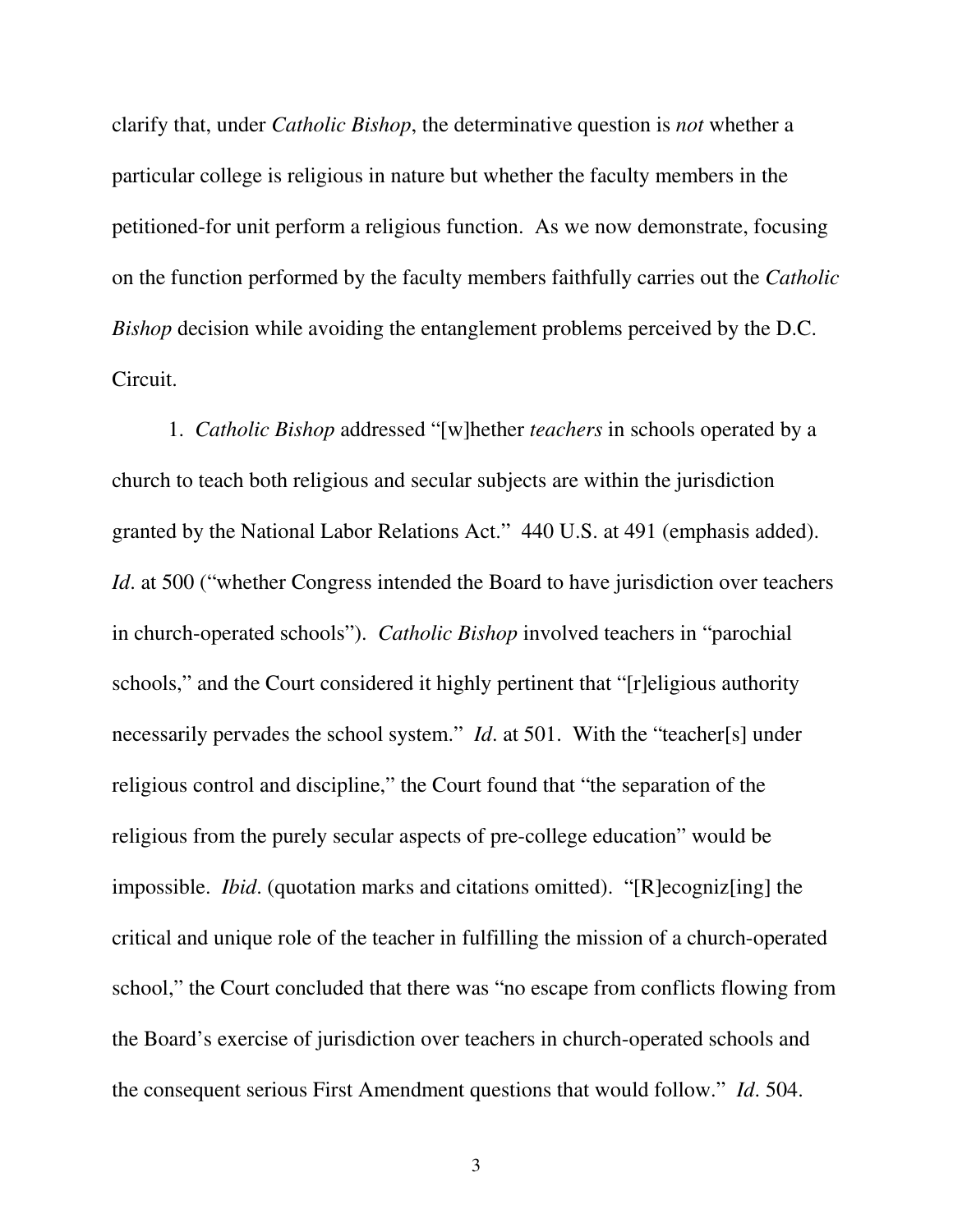clarify that, under *Catholic Bishop*, the determinative question is *not* whether a particular college is religious in nature but whether the faculty members in the petitioned-for unit perform a religious function. As we now demonstrate, focusing on the function performed by the faculty members faithfully carries out the *Catholic Bishop* decision while avoiding the entanglement problems perceived by the D.C. Circuit.

1. *Catholic Bishop* addressed "[w]hether *teachers* in schools operated by a church to teach both religious and secular subjects are within the jurisdiction granted by the National Labor Relations Act." 440 U.S. at 491 (emphasis added). *Id*. at 500 ("whether Congress intended the Board to have jurisdiction over teachers in church-operated schools"). *Catholic Bishop* involved teachers in "parochial schools," and the Court considered it highly pertinent that "[r]eligious authority necessarily pervades the school system." *Id*. at 501. With the "teacher[s] under religious control and discipline," the Court found that "the separation of the religious from the purely secular aspects of pre-college education" would be impossible. *Ibid*. (quotation marks and citations omitted). "[R]ecogniz[ing] the critical and unique role of the teacher in fulfilling the mission of a church-operated school," the Court concluded that there was "no escape from conflicts flowing from the Board's exercise of jurisdiction over teachers in church-operated schools and the consequent serious First Amendment questions that would follow." *Id*. 504.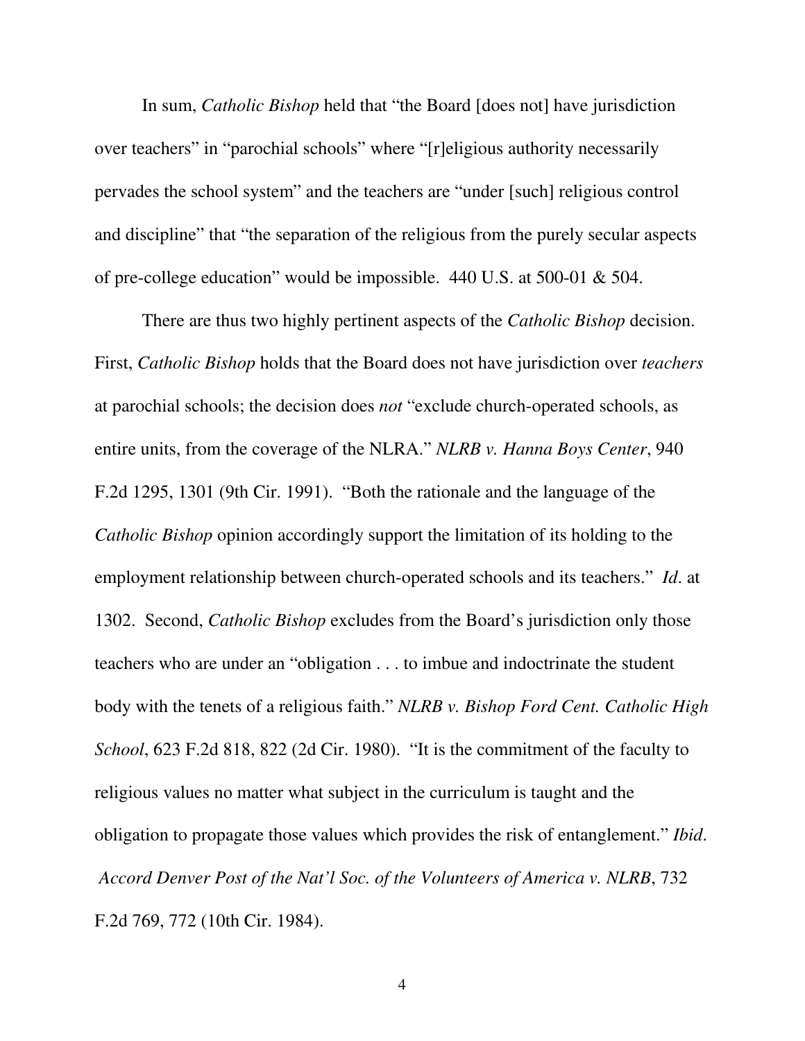In sum, *Catholic Bishop* held that "the Board [does not] have jurisdiction over teachers" in "parochial schools" where "[r]eligious authority necessarily pervades the school system" and the teachers are "under [such] religious control and discipline" that "the separation of the religious from the purely secular aspects of pre-college education" would be impossible. 440 U.S. at 500-01 & 504.

There are thus two highly pertinent aspects of the *Catholic Bishop* decision. First, *Catholic Bishop* holds that the Board does not have jurisdiction over *teachers* at parochial schools; the decision does *not* "exclude church-operated schools, as entire units, from the coverage of the NLRA." *NLRB v. Hanna Boys Center*, 940 F.2d 1295, 1301 (9th Cir. 1991). "Both the rationale and the language of the *Catholic Bishop* opinion accordingly support the limitation of its holding to the employment relationship between church-operated schools and its teachers." *Id*. at 1302. Second, *Catholic Bishop* excludes from the Board's jurisdiction only those teachers who are under an "obligation . . . to imbue and indoctrinate the student body with the tenets of a religious faith." *NLRB v. Bishop Ford Cent. Catholic High School*, 623 F.2d 818, 822 (2d Cir. 1980). "It is the commitment of the faculty to religious values no matter what subject in the curriculum is taught and the obligation to propagate those values which provides the risk of entanglement." *Ibid*. *Accord Denver Post of the Nat'l Soc. of the Volunteers of America v. NLRB*, 732 F.2d 769, 772 (10th Cir. 1984).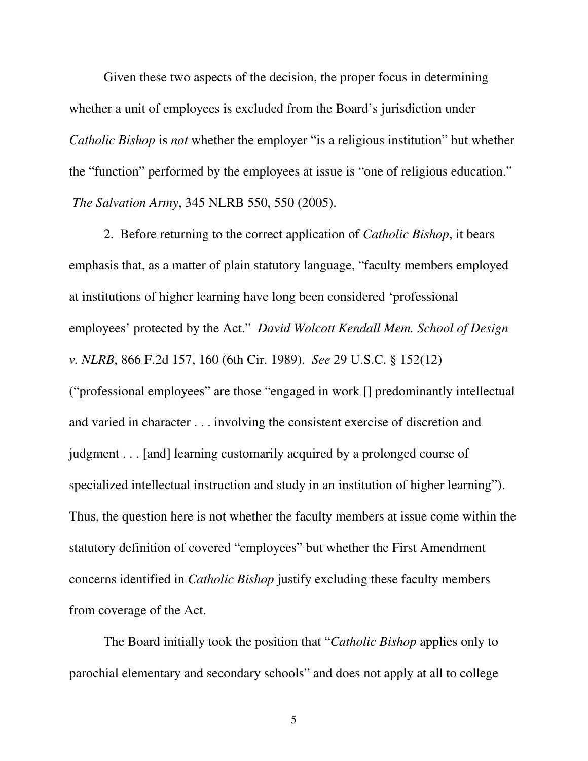Given these two aspects of the decision, the proper focus in determining whether a unit of employees is excluded from the Board's jurisdiction under *Catholic Bishop* is *not* whether the employer "is a religious institution" but whether the "function" performed by the employees at issue is "one of religious education." *The Salvation Army*, 345 NLRB 550, 550 (2005).

2. Before returning to the correct application of *Catholic Bishop*, it bears emphasis that, as a matter of plain statutory language, "faculty members employed at institutions of higher learning have long been considered 'professional employees' protected by the Act." *David Wolcott Kendall Mem. School of Design v. NLRB*, 866 F.2d 157, 160 (6th Cir. 1989). *See* 29 U.S.C. § 152(12) ("professional employees" are those "engaged in work [] predominantly intellectual and varied in character . . . involving the consistent exercise of discretion and judgment . . . [and] learning customarily acquired by a prolonged course of specialized intellectual instruction and study in an institution of higher learning"). Thus, the question here is not whether the faculty members at issue come within the statutory definition of covered "employees" but whether the First Amendment concerns identified in *Catholic Bishop* justify excluding these faculty members from coverage of the Act.

The Board initially took the position that "*Catholic Bishop* applies only to parochial elementary and secondary schools" and does not apply at all to college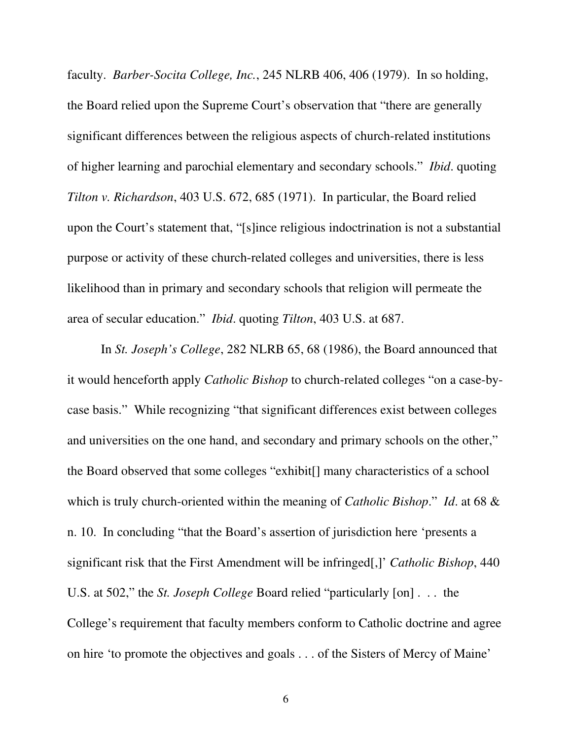faculty. *Barber-Socita College, Inc.*, 245 NLRB 406, 406 (1979). In so holding, the Board relied upon the Supreme Court's observation that "there are generally significant differences between the religious aspects of church-related institutions of higher learning and parochial elementary and secondary schools." *Ibid*. quoting *Tilton v. Richardson*, 403 U.S. 672, 685 (1971). In particular, the Board relied upon the Court's statement that, "[s]ince religious indoctrination is not a substantial purpose or activity of these church-related colleges and universities, there is less likelihood than in primary and secondary schools that religion will permeate the area of secular education." *Ibid*. quoting *Tilton*, 403 U.S. at 687.

In *St. Joseph's College*, 282 NLRB 65, 68 (1986), the Board announced that it would henceforth apply *Catholic Bishop* to church-related colleges "on a case-by-case basis." While recognizing "that significant differences exist between colleges and universities on the one hand, and secondary and primary schools on the other," the Board observed that some colleges "exhibit[] many characteristics of a school which is truly church-oriented within the meaning of *Catholic Bishop*." *Id*. at 68 & n. 10. In concluding "that the Board's assertion of jurisdiction here 'presents a significant risk that the First Amendment will be infringed[,]' *Catholic Bishop*, 440 U.S. at 502," the *St. Joseph College* Board relied "particularly [on] . . . the College's requirement that faculty members conform to Catholic doctrine and agree on hire 'to promote the objectives and goals . . . of the Sisters of Mercy of Maine'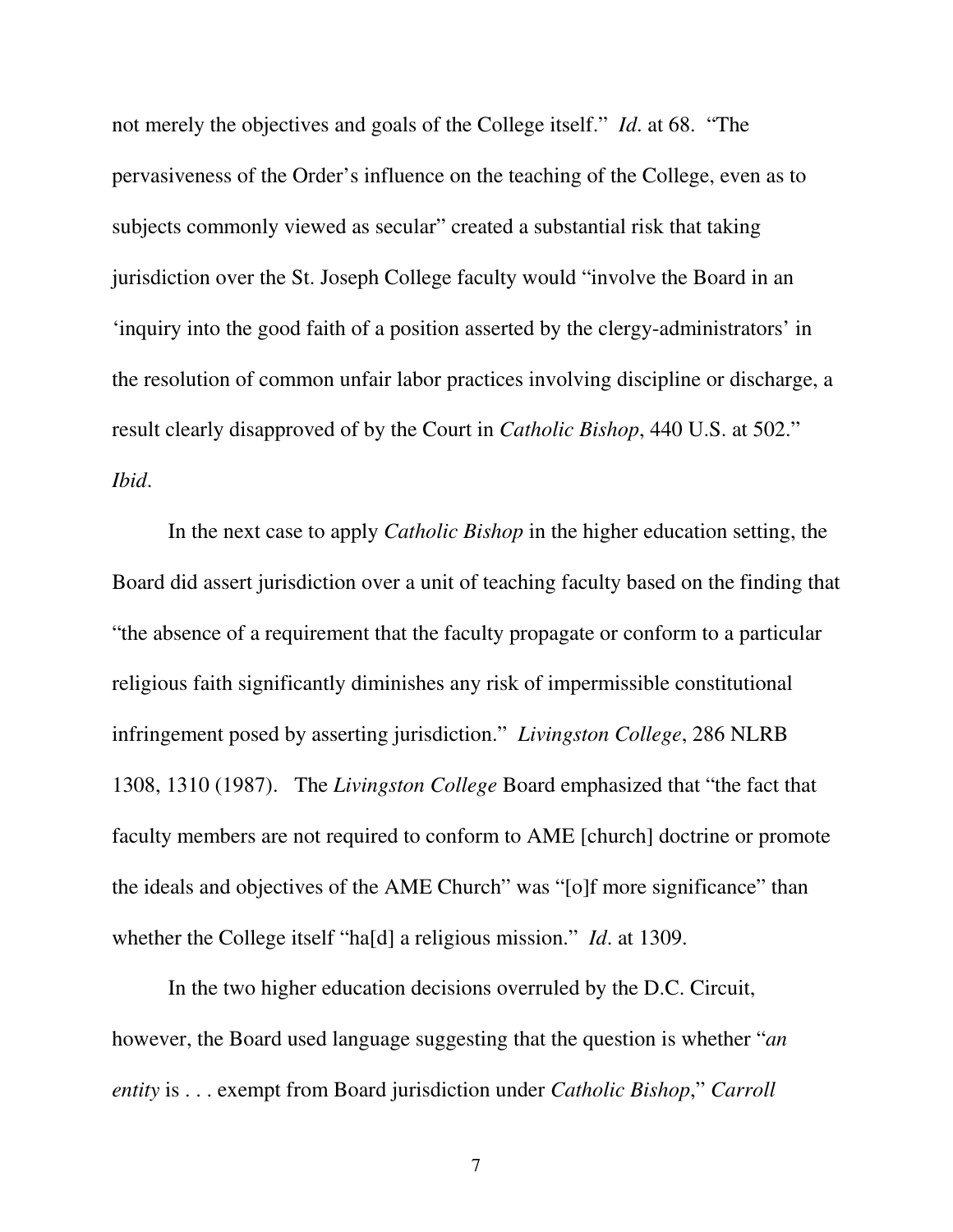not merely the objectives and goals of the College itself." *Id*. at 68. "The pervasiveness of the Order's influence on the teaching of the College, even as to subjects commonly viewed as secular" created a substantial risk that taking jurisdiction over the St. Joseph College faculty would "involve the Board in an 'inquiry into the good faith of a position asserted by the clergy-administrators' in the resolution of common unfair labor practices involving discipline or discharge, a result clearly disapproved of by the Court in *Catholic Bishop*, 440 U.S. at 502." *Ibid*.

In the next case to apply *Catholic Bishop* in the higher education setting, the Board did assert jurisdiction over a unit of teaching faculty based on the finding that "the absence of a requirement that the faculty propagate or conform to a particular religious faith significantly diminishes any risk of impermissible constitutional infringement posed by asserting jurisdiction." *Livingston College*, 286 NLRB 1308, 1310 (1987). The *Livingston College* Board emphasized that "the fact that faculty members are not required to conform to AME [church] doctrine or promote the ideals and objectives of the AME Church" was "[o]f more significance" than whether the College itself "ha[d] a religious mission." *Id*. at 1309.

In the two higher education decisions overruled by the D.C. Circuit, however, the Board used language suggesting that the question is whether "*an entity* is . . . exempt from Board jurisdiction under *Catholic Bishop*," *Carroll*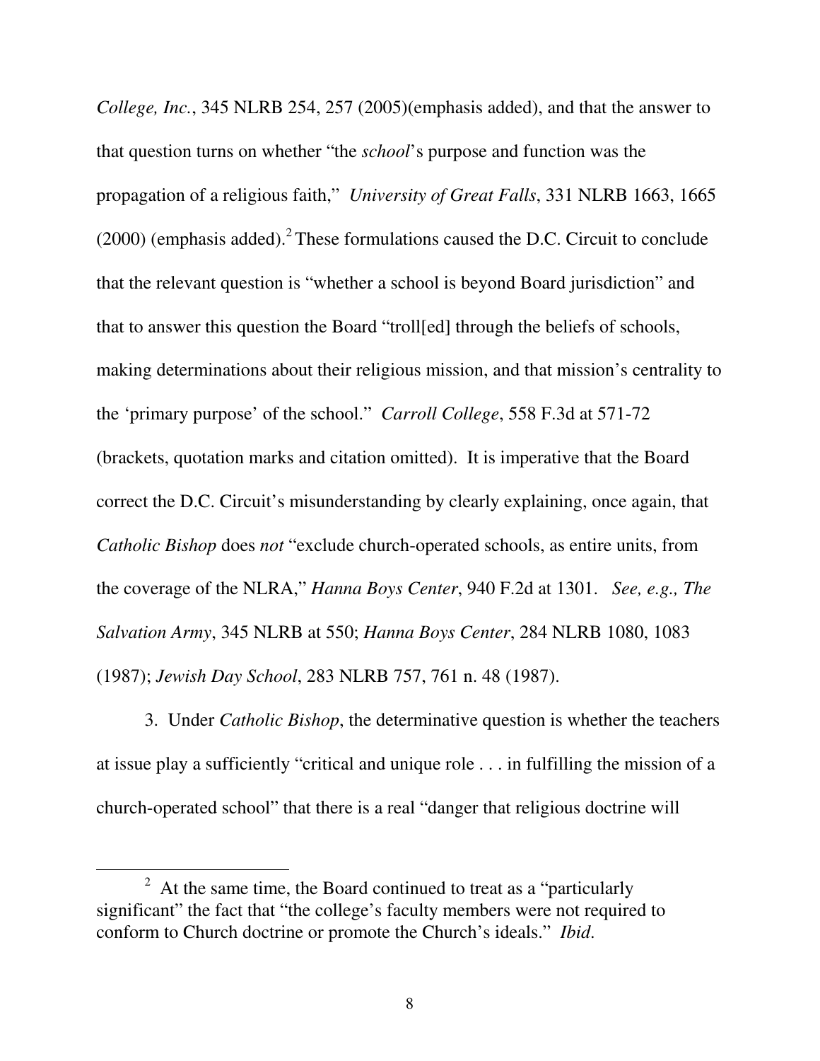*College, Inc.*, 345 NLRB 254, 257 (2005)(emphasis added), and that the answer to that question turns on whether "the *school*'s purpose and function was the propagation of a religious faith," *University of Great Falls*, 331 NLRB 1663, 1665 (2000) (emphasis added).[2] These formulations caused the D.C. Circuit to conclude that the relevant question is "whether a school is beyond Board jurisdiction" and that to answer this question the Board "troll[ed] through the beliefs of schools, making determinations about their religious mission, and that mission's centrality to the 'primary purpose' of the school." *Carroll College*, 558 F.3d at 571-72 (brackets, quotation marks and citation omitted). It is imperative that the Board correct the D.C. Circuit's misunderstanding by clearly explaining, once again, that *Catholic Bishop* does *not* "exclude church-operated schools, as entire units, from the coverage of the NLRA," *Hanna Boys Center*, 940 F.2d at 1301. *See, e.g., The Salvation Army*, 345 NLRB at 550; *Hanna Boys Center*, 284 NLRB 1080, 1083 (1987); *Jewish Day School*, 283 NLRB 757, 761 n. 48 (1987).

3. Under *Catholic Bishop*, the determinative question is whether the teachers at issue play a sufficiently "critical and unique role . . . in fulfilling the mission of a church-operated school" that there is a real "danger that religious doctrine will

---

[2] At the same time, the Board continued to treat as a "particularly significant" the fact that "the college's faculty members were not required to conform to Church doctrine or promote the Church's ideals." *Ibid.*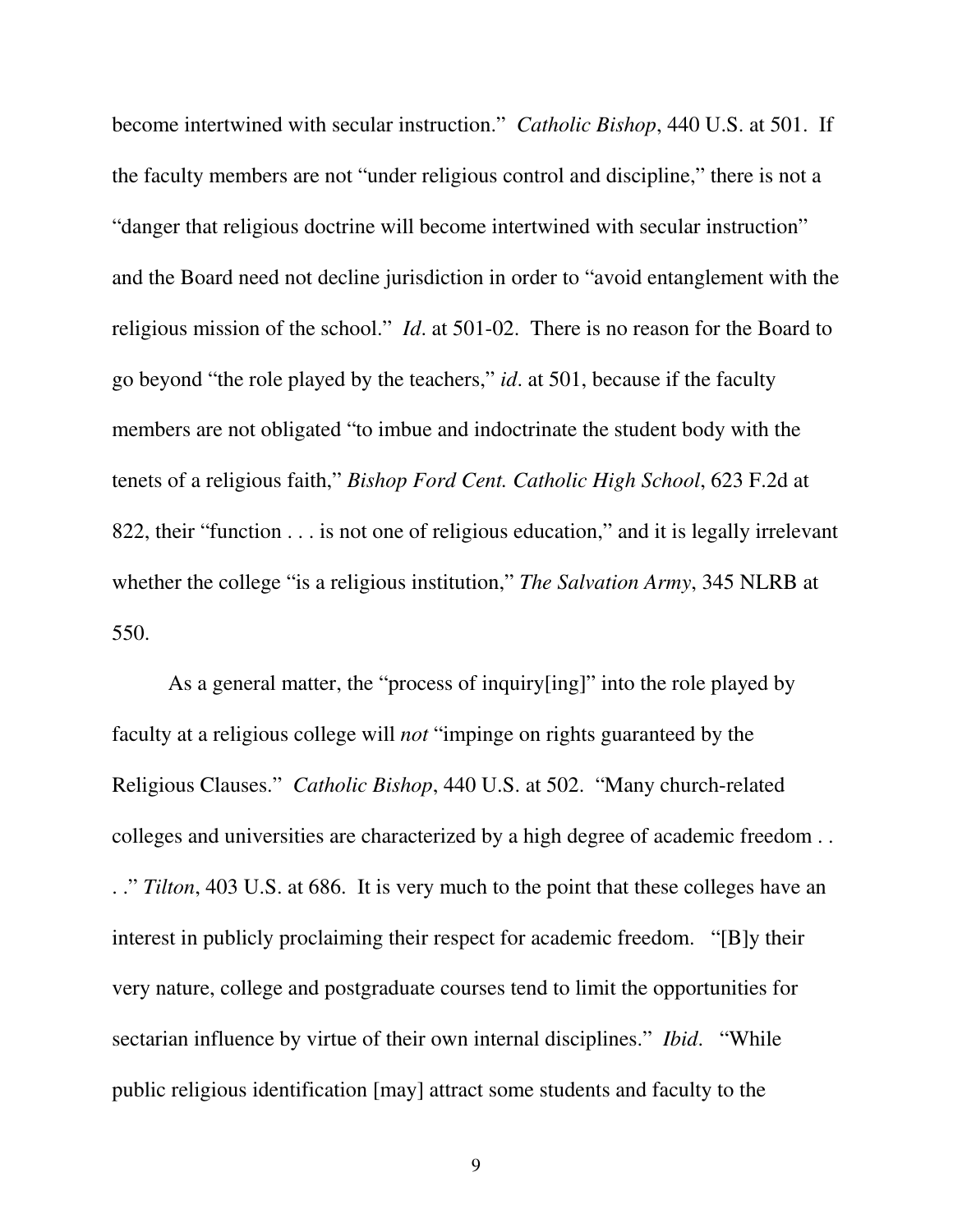become intertwined with secular instruction." *Catholic Bishop*, 440 U.S. at 501. If the faculty members are not "under religious control and discipline," there is not a "danger that religious doctrine will become intertwined with secular instruction" and the Board need not decline jurisdiction in order to "avoid entanglement with the religious mission of the school." *Id*. at 501-02. There is no reason for the Board to go beyond "the role played by the teachers," *id*. at 501, because if the faculty members are not obligated "to imbue and indoctrinate the student body with the tenets of a religious faith," *Bishop Ford Cent. Catholic High School*, 623 F.2d at 822, their "function . . . is not one of religious education," and it is legally irrelevant whether the college "is a religious institution," *The Salvation Army*, 345 NLRB at 550.

As a general matter, the "process of inquiry[ing]" into the role played by faculty at a religious college will *not* "impinge on rights guaranteed by the Religious Clauses." *Catholic Bishop*, 440 U.S. at 502. "Many church-related colleges and universities are characterized by a high degree of academic freedom . . . ." *Tilton*, 403 U.S. at 686. It is very much to the point that these colleges have an interest in publicly proclaiming their respect for academic freedom. "[B]y their very nature, college and postgraduate courses tend to limit the opportunities for sectarian influence by virtue of their own internal disciplines." *Ibid*. "While public religious identification [may] attract some students and faculty to the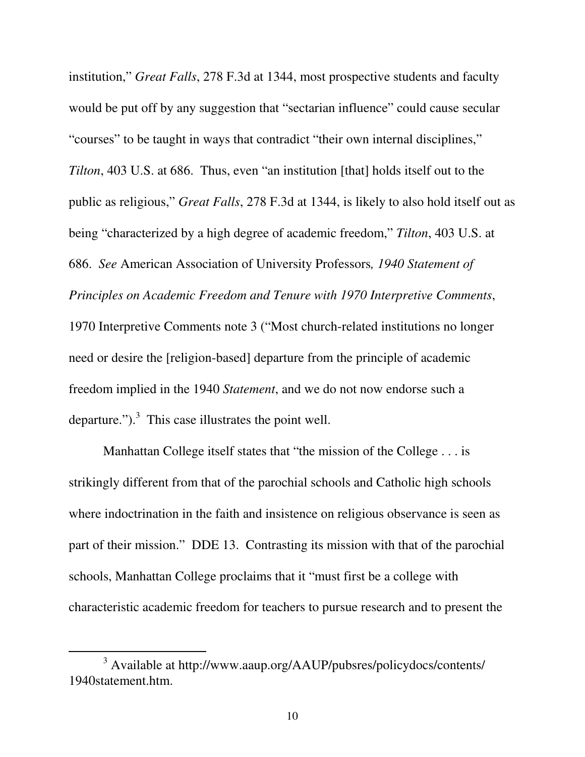institution," *Great Falls*, 278 F.3d at 1344, most prospective students and faculty would be put off by any suggestion that "sectarian influence" could cause secular "courses" to be taught in ways that contradict "their own internal disciplines," *Tilton*, 403 U.S. at 686. Thus, even "an institution [that] holds itself out to the public as religious," *Great Falls*, 278 F.3d at 1344, is likely to also hold itself out as being "characterized by a high degree of academic freedom," *Tilton*, 403 U.S. at 686. *See* American Association of University Professors*, 1940 Statement of Principles on Academic Freedom and Tenure with 1970 Interpretive Comments*, 1970 Interpretive Comments note 3 ("Most church-related institutions no longer need or desire the [religion-based] departure from the principle of academic freedom implied in the 1940 *Statement*, and we do not now endorse such a departure.").[3] This case illustrates the point well.

Manhattan College itself states that "the mission of the College . . . is strikingly different from that of the parochial schools and Catholic high schools where indoctrination in the faith and insistence on religious observance is seen as part of their mission." DDE 13. Contrasting its mission with that of the parochial schools, Manhattan College proclaims that it "must first be a college with characteristic academic freedom for teachers to pursue research and to present the

---

[3] Available at http://www.aaup.org/AAUP/pubsres/policydocs/contents/1940statement.htm.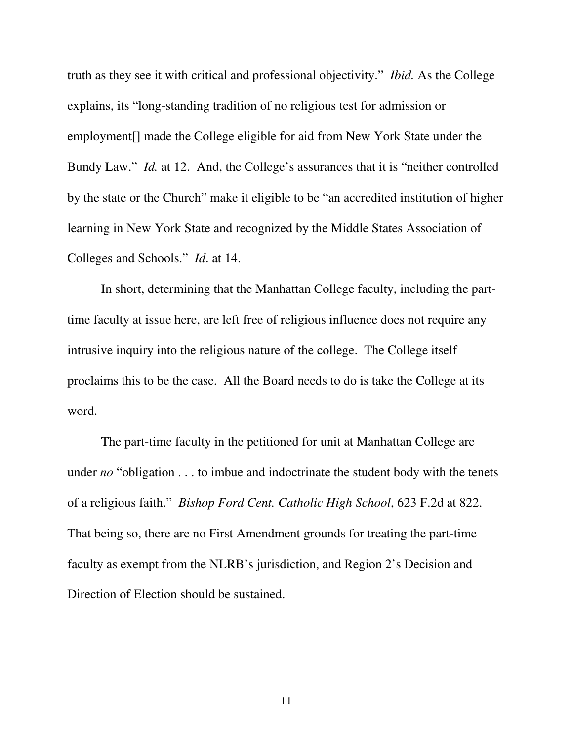truth as they see it with critical and professional objectivity." *Ibid.* As the College explains, its "long-standing tradition of no religious test for admission or employment[] made the College eligible for aid from New York State under the Bundy Law." *Id.* at 12. And, the College's assurances that it is "neither controlled by the state or the Church" make it eligible to be "an accredited institution of higher learning in New York State and recognized by the Middle States Association of Colleges and Schools." *Id*. at 14.

In short, determining that the Manhattan College faculty, including the part-time faculty at issue here, are left free of religious influence does not require any intrusive inquiry into the religious nature of the college. The College itself proclaims this to be the case. All the Board needs to do is take the College at its word.

The part-time faculty in the petitioned for unit at Manhattan College are under *no* "obligation . . . to imbue and indoctrinate the student body with the tenets of a religious faith." *Bishop Ford Cent. Catholic High School*, 623 F.2d at 822. That being so, there are no First Amendment grounds for treating the part-time faculty as exempt from the NLRB's jurisdiction, and Region 2's Decision and Direction of Election should be sustained.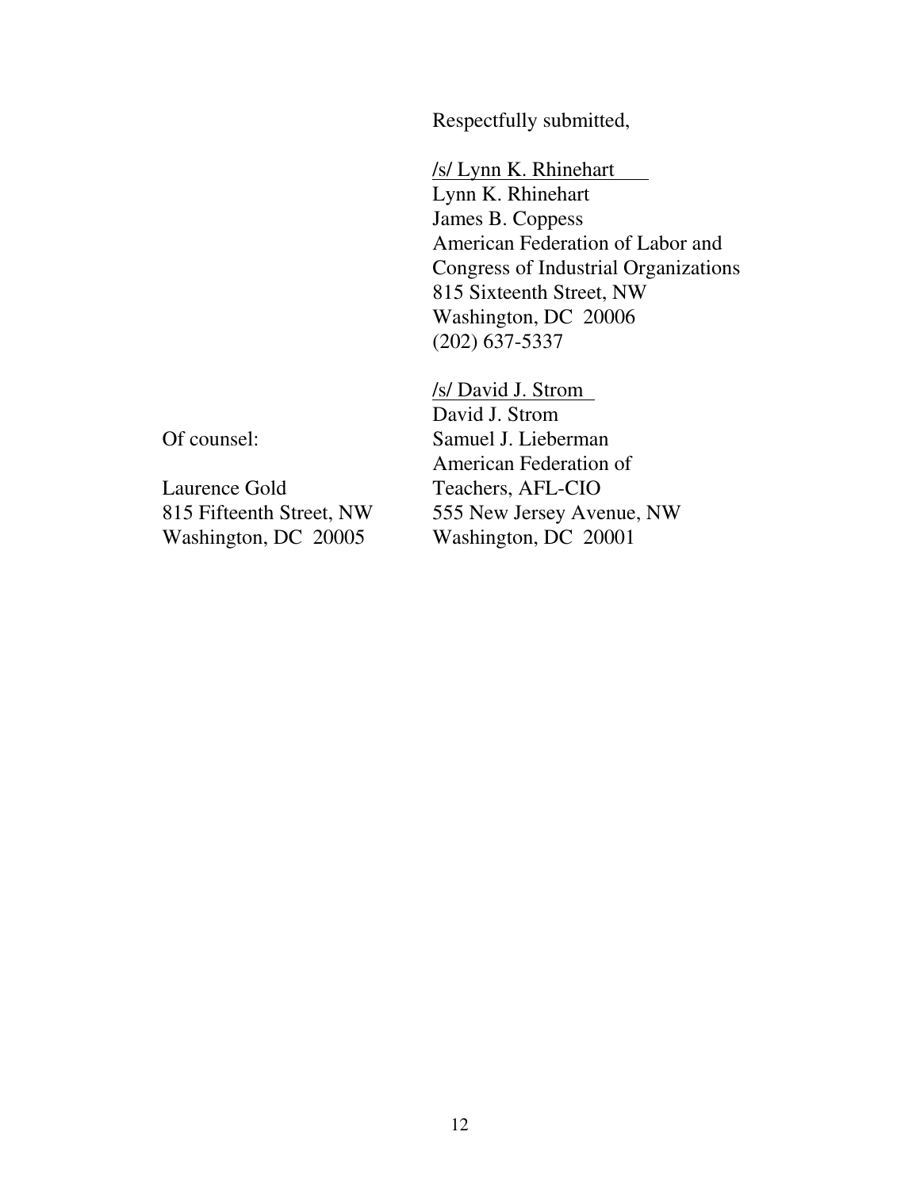Respectfully submitted,

/s/ Lynn K. Rhinehart
Lynn K. Rhinehart
James B. Coppess
American Federation of Labor and
Congress of Industrial Organizations
815 Sixteenth Street, NW
Washington, DC 20006
(202) 637-5337

/s/ David J. Strom
David J. Strom
Samuel J. Lieberman
American Federation of
Teachers, AFL-CIO
555 New Jersey Avenue, NW
Washington, DC 20001

Of counsel:

Laurence Gold
815 Fifteenth Street, NW
Washington, DC 20005